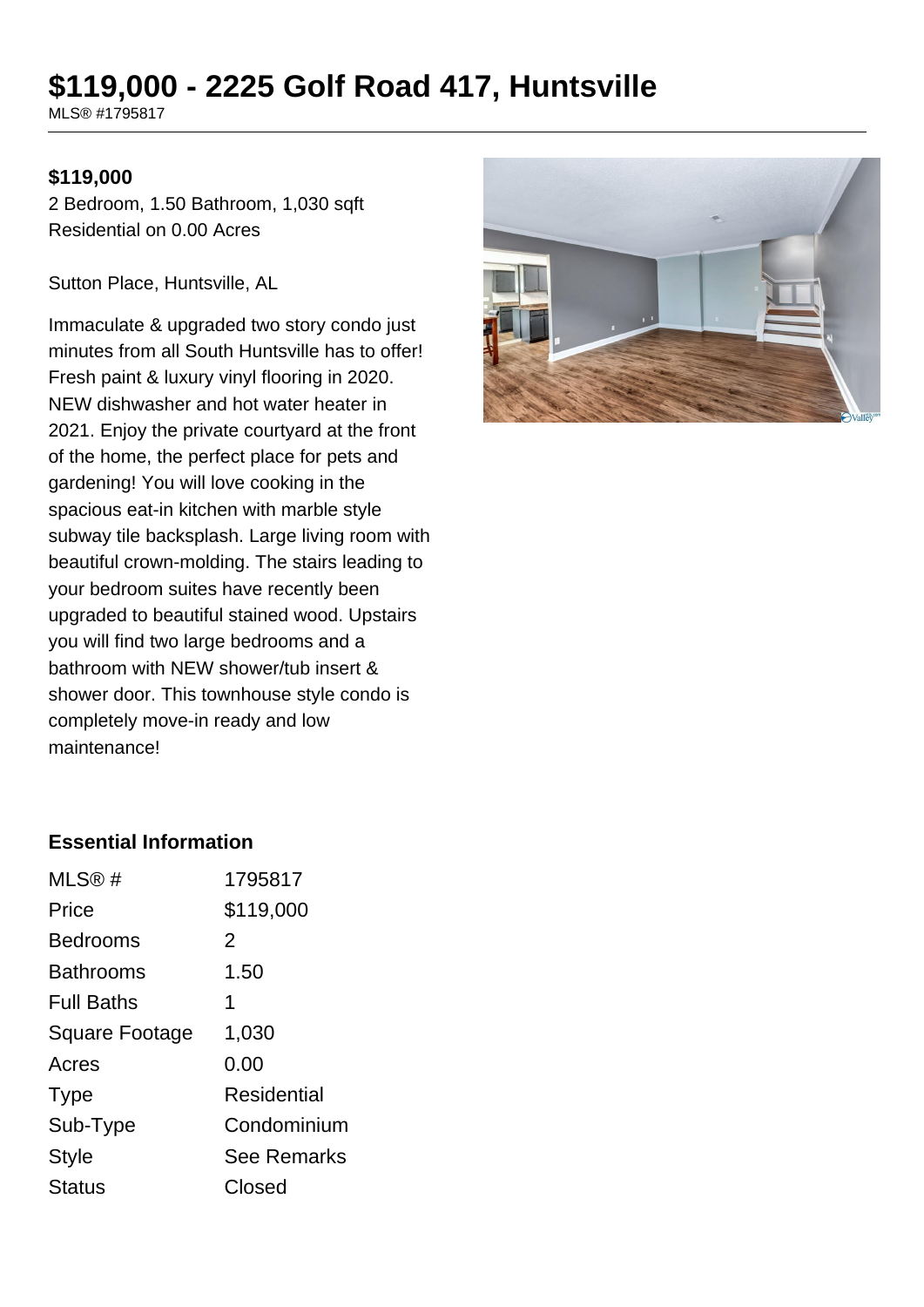# $119,000 - 2225 Golf Road 417, Huntsville

MLS® #1795817

**$119,000**

2 Bedroom, 1.50 Bathroom, 1,030 sqft
Residential on 0.00 Acres

Sutton Place, Huntsville, AL

Immaculate & upgraded two story condo just minutes from all South Huntsville has to offer! Fresh paint & luxury vinyl flooring in 2020. NEW dishwasher and hot water heater in 2021. Enjoy the private courtyard at the front of the home, the perfect place for pets and gardening! You will love cooking in the spacious eat-in kitchen with marble style subway tile backsplash. Large living room with beautiful crown-molding. The stairs leading to your bedroom suites have recently been upgraded to beautiful stained wood. Upstairs you will find two large bedrooms and a bathroom with NEW shower/tub insert & shower door. This townhouse style condo is completely move-in ready and low maintenance!

### Essential Information

| | |
|---|---|
| MLS® # | 1795817 |
| Price | $119,000 |
| Bedrooms | 2 |
| Bathrooms | 1.50 |
| Full Baths | 1 |
| Square Footage | 1,030 |
| Acres | 0.00 |
| Type | Residential |
| Sub-Type | Condominium |
| Style | See Remarks |
| Status | Closed |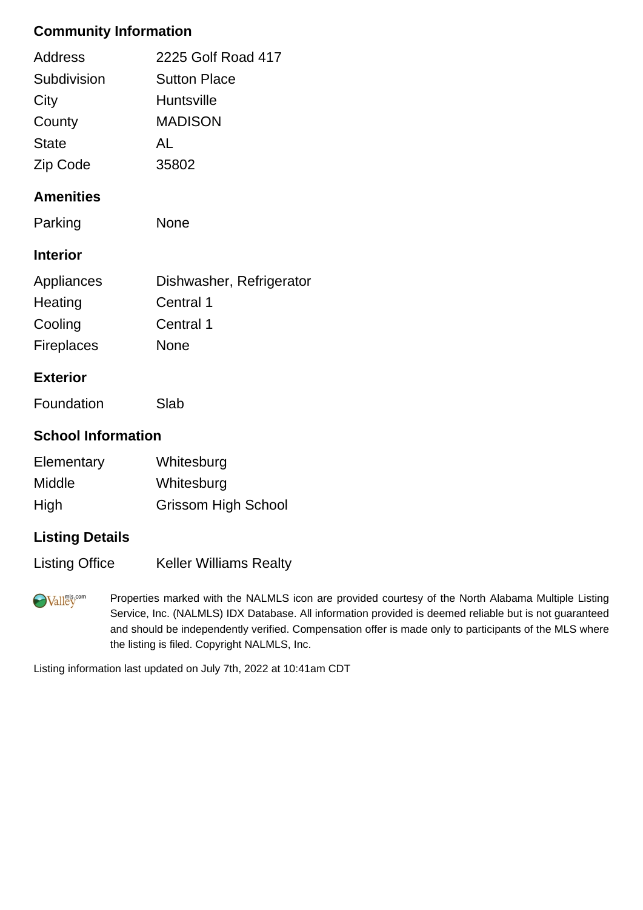## Community Information

| | |
|---|---|
| Address | 2225 Golf Road 417 |
| Subdivision | Sutton Place |
| City | Huntsville |
| County | MADISON |
| State | AL |
| Zip Code | 35802 |

## Amenities

| | |
|---|---|
| Parking | None |

## Interior

| | |
|---|---|
| Appliances | Dishwasher, Refrigerator |
| Heating | Central 1 |
| Cooling | Central 1 |
| Fireplaces | None |

## Exterior

| | |
|---|---|
| Foundation | Slab |

## School Information

| | |
|---|---|
| Elementary | Whitesburg |
| Middle | Whitesburg |
| High | Grissom High School |

## Listing Details

| | |
|---|---|
| Listing Office | Keller Williams Realty |

Valley mls.com

Properties marked with the NALMLS icon are provided courtesy of the North Alabama Multiple Listing Service, Inc. (NALMLS) IDX Database. All information provided is deemed reliable but is not guaranteed and should be independently verified. Compensation offer is made only to participants of the MLS where the listing is filed. Copyright NALMLS, Inc.

Listing information last updated on July 7th, 2022 at 10:41am CDT